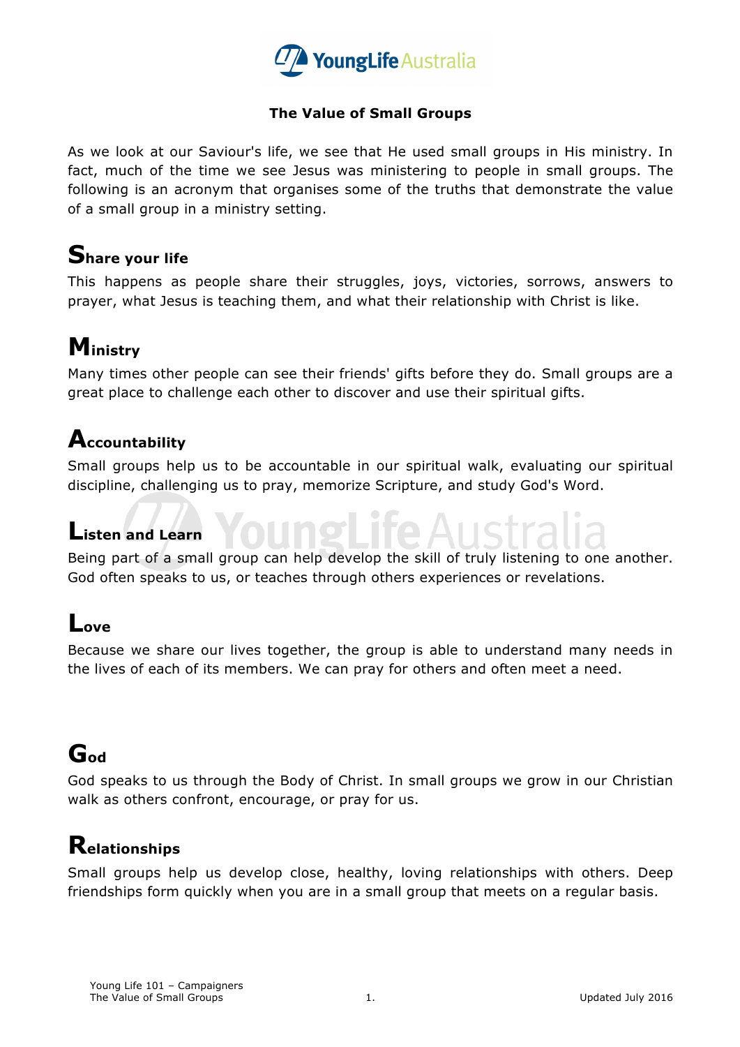# The Value of Small Groups

As we look at our Saviour's life, we see that He used small groups in His ministry. In fact, much of the time we see Jesus was ministering to people in small groups. The following is an acronym that organises some of the truths that demonstrate the value of a small group in a ministry setting.

## Share your life

This happens as people share their struggles, joys, victories, sorrows, answers to prayer, what Jesus is teaching them, and what their relationship with Christ is like.

## Ministry

Many times other people can see their friends' gifts before they do. Small groups are a great place to challenge each other to discover and use their spiritual gifts.

## Accountability

Small groups help us to be accountable in our spiritual walk, evaluating our spiritual discipline, challenging us to pray, memorize Scripture, and study God's Word.

## Listen and Learn

Being part of a small group can help develop the skill of truly listening to one another. God often speaks to us, or teaches through others experiences or revelations.

## Love

Because we share our lives together, the group is able to understand many needs in the lives of each of its members. We can pray for others and often meet a need.

## God

God speaks to us through the Body of Christ. In small groups we grow in our Christian walk as others confront, encourage, or pray for us.

## Relationships

Small groups help us develop close, healthy, loving relationships with others. Deep friendships form quickly when you are in a small group that meets on a regular basis.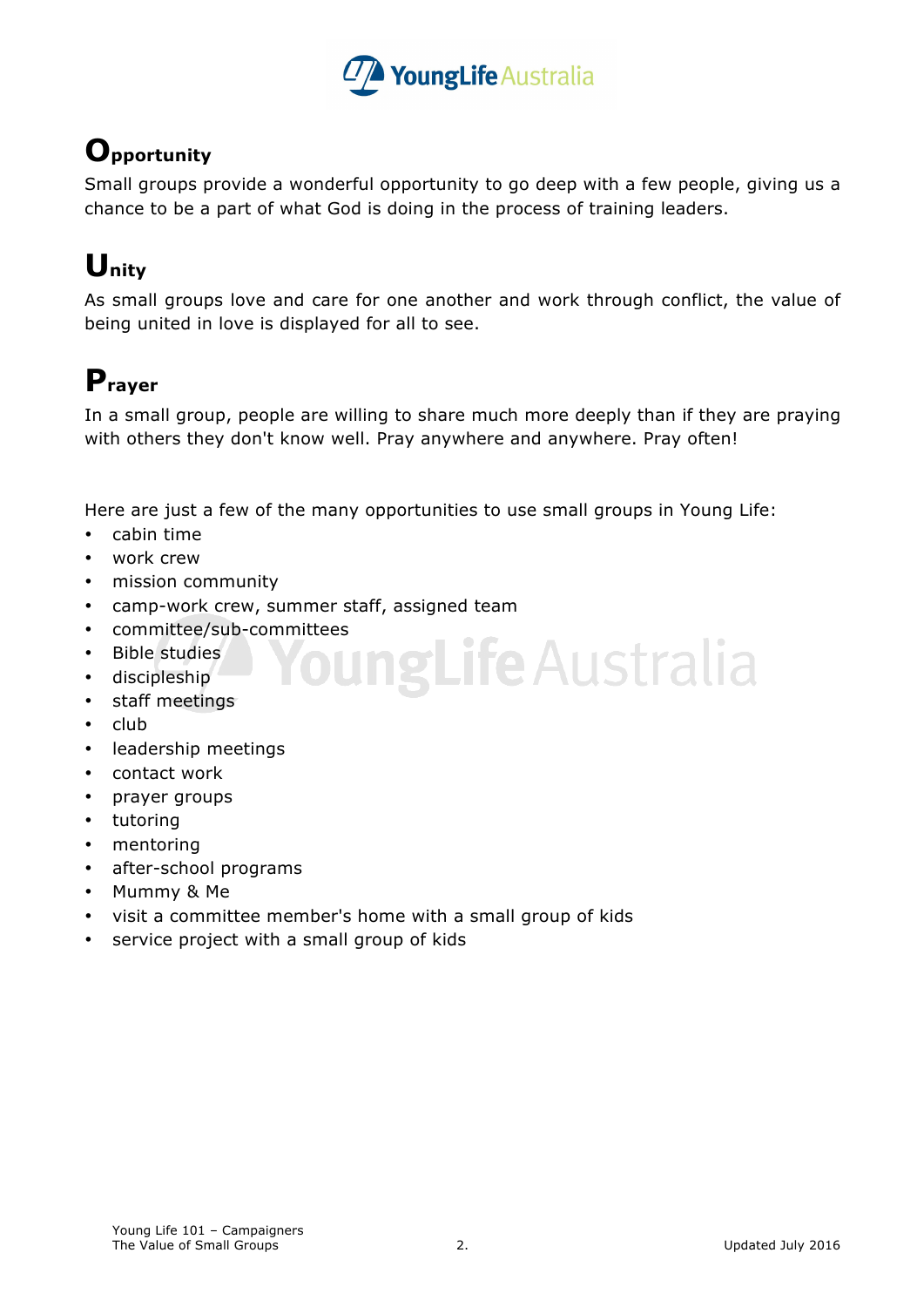## Opportunity

Small groups provide a wonderful opportunity to go deep with a few people, giving us a chance to be a part of what God is doing in the process of training leaders.

## Unity

As small groups love and care for one another and work through conflict, the value of being united in love is displayed for all to see.

## Prayer

In a small group, people are willing to share much more deeply than if they are praying with others they don't know well. Pray anywhere and anywhere. Pray often!

Here are just a few of the many opportunities to use small groups in Young Life:

- cabin time
- work crew
- mission community
- camp-work crew, summer staff, assigned team
- committee/sub-committees
- Bible studies
- discipleship
- staff meetings
- club
- leadership meetings
- contact work
- prayer groups
- tutoring
- mentoring
- after-school programs
- Mummy & Me
- visit a committee member's home with a small group of kids
- service project with a small group of kids